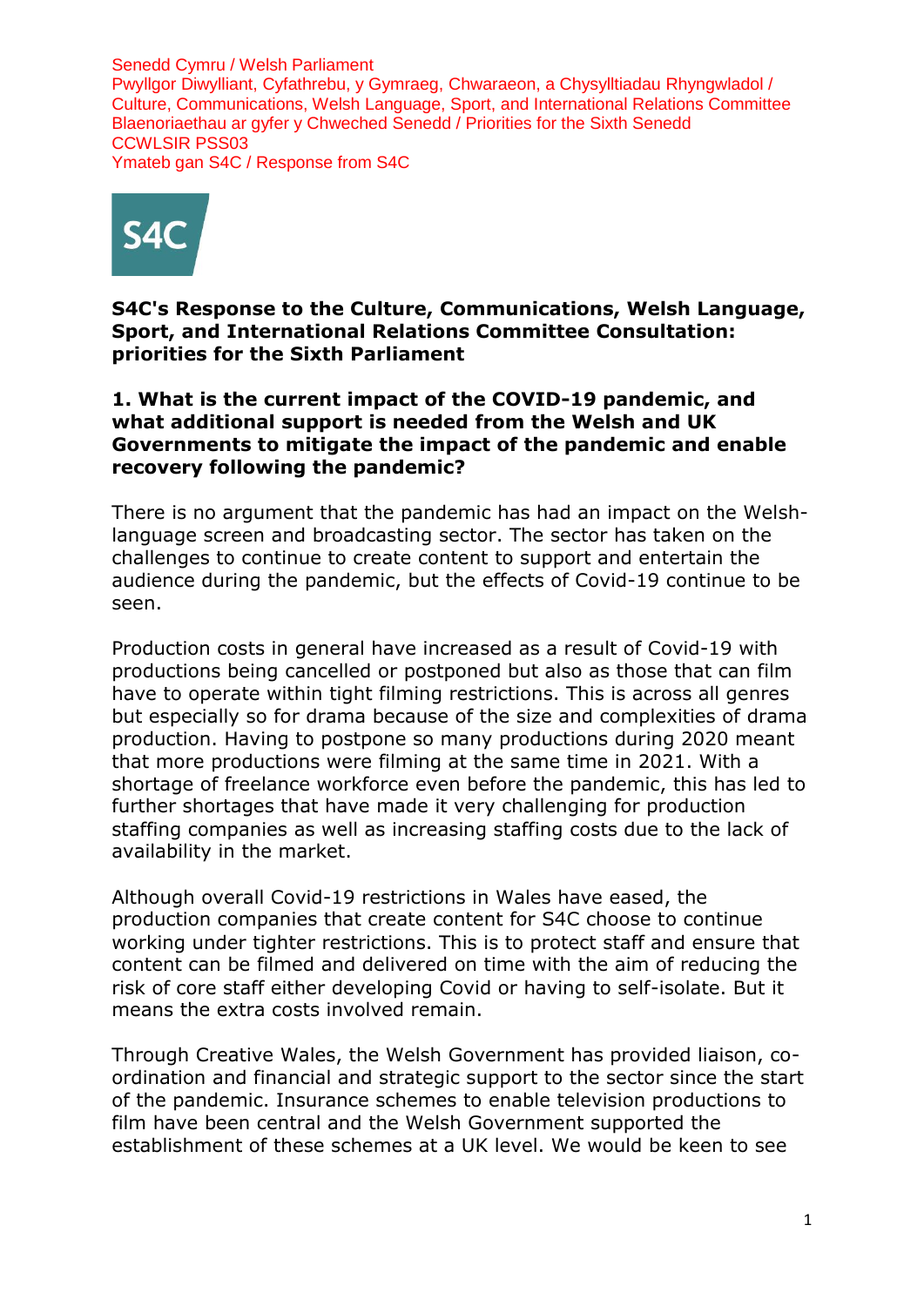Senedd Cymru / Welsh Parliament
Pwyllgor Diwylliant, Cyfathrebu, y Gymraeg, Chwaraeon, a Chysylltiadau Rhyngwladol / Culture, Communications, Welsh Language, Sport, and International Relations Committee
Blaenoriaethau ar gyfer y Chweched Senedd / Priorities for the Sixth Senedd
CCWLSIR PSS03
Ymateb gan S4C / Response from S4C

S4C

# S4C's Response to the Culture, Communications, Welsh Language, Sport, and International Relations Committee Consultation: priorities for the Sixth Parliament

## 1. What is the current impact of the COVID-19 pandemic, and what additional support is needed from the Welsh and UK Governments to mitigate the impact of the pandemic and enable recovery following the pandemic?

There is no argument that the pandemic has had an impact on the Welsh-language screen and broadcasting sector. The sector has taken on the challenges to continue to create content to support and entertain the audience during the pandemic, but the effects of Covid-19 continue to be seen.

Production costs in general have increased as a result of Covid-19 with productions being cancelled or postponed but also as those that can film have to operate within tight filming restrictions. This is across all genres but especially so for drama because of the size and complexities of drama production. Having to postpone so many productions during 2020 meant that more productions were filming at the same time in 2021. With a shortage of freelance workforce even before the pandemic, this has led to further shortages that have made it very challenging for production staffing companies as well as increasing staffing costs due to the lack of availability in the market.

Although overall Covid-19 restrictions in Wales have eased, the production companies that create content for S4C choose to continue working under tighter restrictions. This is to protect staff and ensure that content can be filmed and delivered on time with the aim of reducing the risk of core staff either developing Covid or having to self-isolate. But it means the extra costs involved remain.

Through Creative Wales, the Welsh Government has provided liaison, co-ordination and financial and strategic support to the sector since the start of the pandemic. Insurance schemes to enable television productions to film have been central and the Welsh Government supported the establishment of these schemes at a UK level. We would be keen to see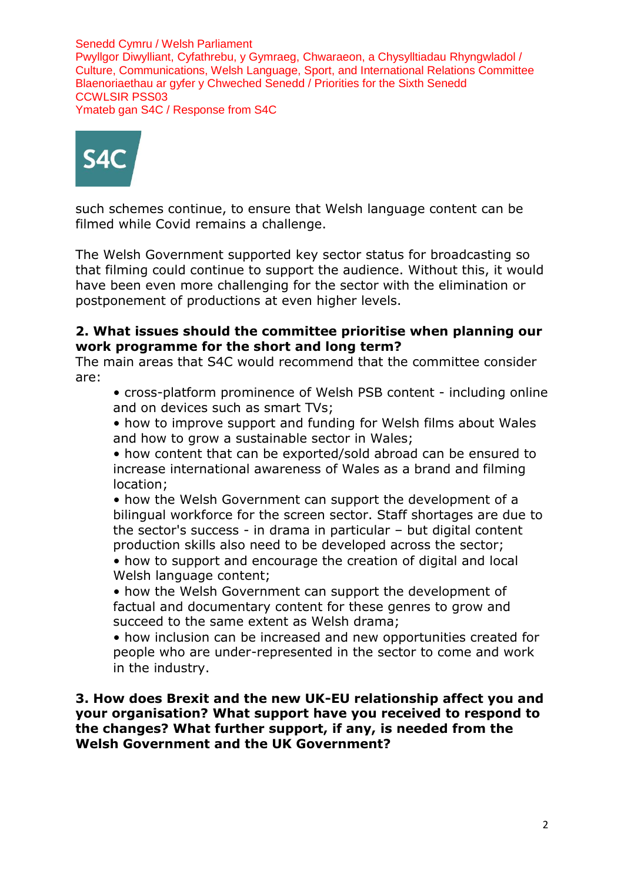such schemes continue, to ensure that Welsh language content can be filmed while Covid remains a challenge.

The Welsh Government supported key sector status for broadcasting so that filming could continue to support the audience. Without this, it would have been even more challenging for the sector with the elimination or postponement of productions at even higher levels.

**2. What issues should the committee prioritise when planning our work programme for the short and long term?**

The main areas that S4C would recommend that the committee consider are:

- cross-platform prominence of Welsh PSB content - including online and on devices such as smart TVs;
- how to improve support and funding for Welsh films about Wales and how to grow a sustainable sector in Wales;
- how content that can be exported/sold abroad can be ensured to increase international awareness of Wales as a brand and filming location;
- how the Welsh Government can support the development of a bilingual workforce for the screen sector. Staff shortages are due to the sector's success - in drama in particular – but digital content production skills also need to be developed across the sector;
- how to support and encourage the creation of digital and local Welsh language content;
- how the Welsh Government can support the development of factual and documentary content for these genres to grow and succeed to the same extent as Welsh drama;
- how inclusion can be increased and new opportunities created for people who are under-represented in the sector to come and work in the industry.

**3. How does Brexit and the new UK-EU relationship affect you and your organisation? What support have you received to respond to the changes? What further support, if any, is needed from the Welsh Government and the UK Government?**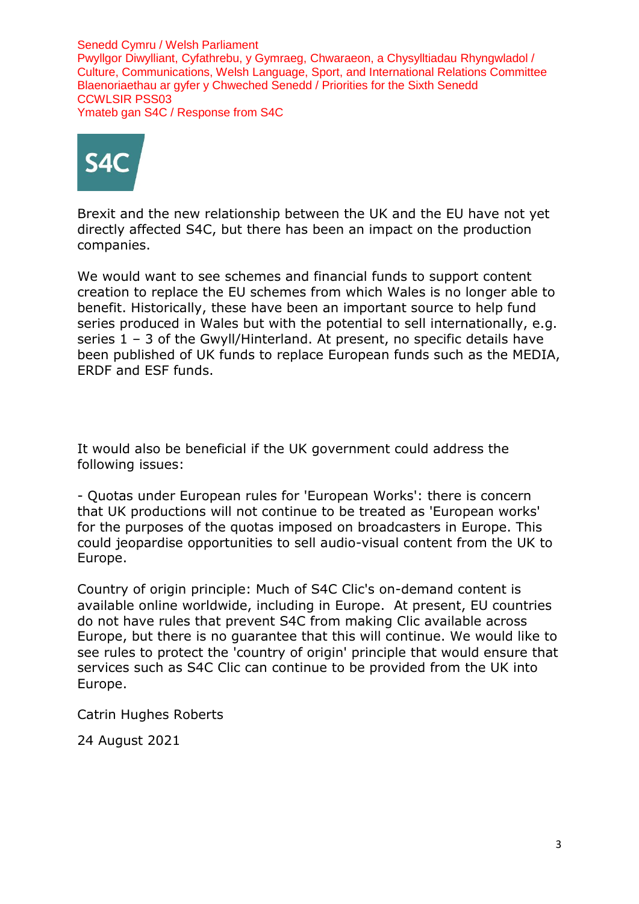Senedd Cymru / Welsh Parliament
Pwyllgor Diwylliant, Cyfathrebu, y Gymraeg, Chwaraeon, a Chysylltiadau Rhyngwladol / Culture, Communications, Welsh Language, Sport, and International Relations Committee
Blaenoriaethau ar gyfer y Chweched Senedd / Priorities for the Sixth Senedd
CCWLSIR PSS03
Ymateb gan S4C / Response from S4C

S4C

Brexit and the new relationship between the UK and the EU have not yet directly affected S4C, but there has been an impact on the production companies.

We would want to see schemes and financial funds to support content creation to replace the EU schemes from which Wales is no longer able to benefit. Historically, these have been an important source to help fund series produced in Wales but with the potential to sell internationally, e.g. series 1 – 3 of the Gwyll/Hinterland. At present, no specific details have been published of UK funds to replace European funds such as the MEDIA, ERDF and ESF funds.

It would also be beneficial if the UK government could address the following issues:

- Quotas under European rules for 'European Works': there is concern that UK productions will not continue to be treated as 'European works' for the purposes of the quotas imposed on broadcasters in Europe. This could jeopardise opportunities to sell audio-visual content from the UK to Europe.

Country of origin principle: Much of S4C Clic's on-demand content is available online worldwide, including in Europe. At present, EU countries do not have rules that prevent S4C from making Clic available across Europe, but there is no guarantee that this will continue. We would like to see rules to protect the 'country of origin' principle that would ensure that services such as S4C Clic can continue to be provided from the UK into Europe.

Catrin Hughes Roberts

24 August 2021